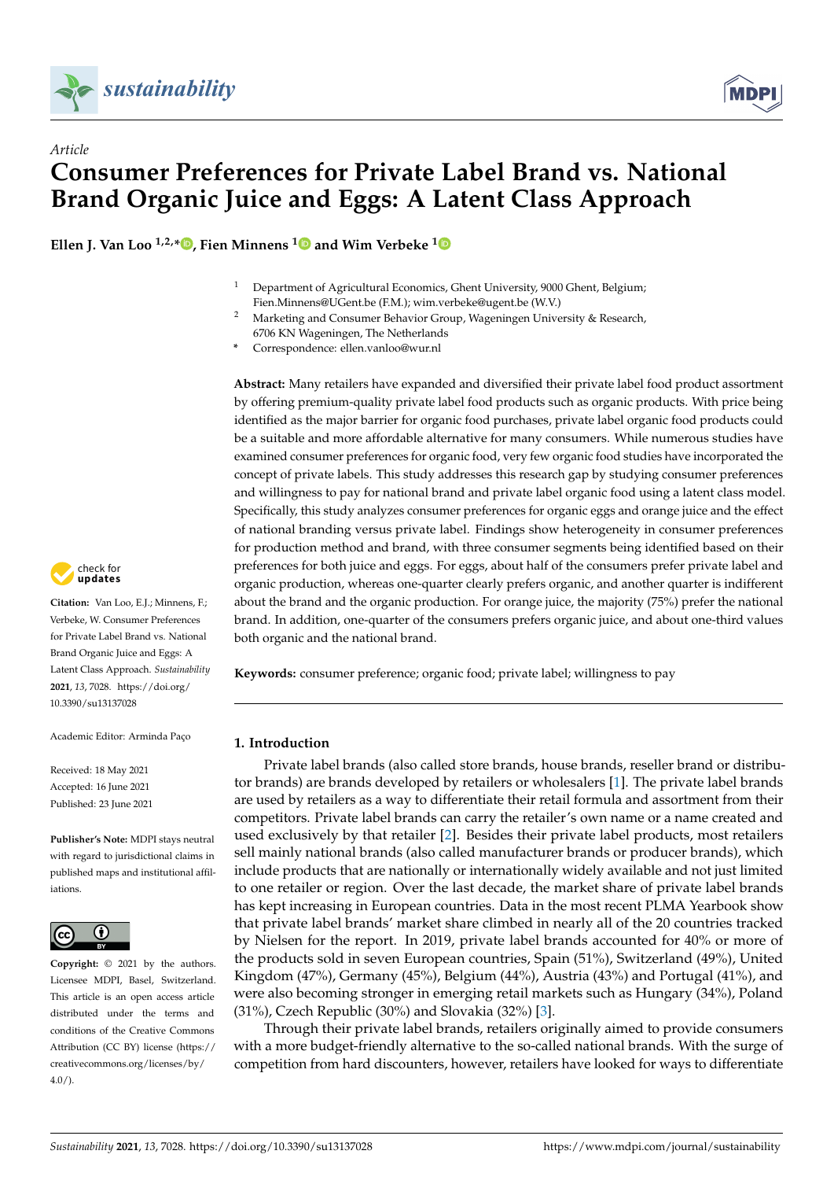*Article*

# Consumer Preferences for Private Label Brand vs. National Brand Organic Juice and Eggs: A Latent Class Approach

**Ellen J. Van Loo [1,2,*], Fien Minnens [1] and Wim Verbeke [1]**

[1] Department of Agricultural Economics, Ghent University, 9000 Ghent, Belgium; Fien.Minnens@UGent.be (F.M.); wim.verbeke@ugent.be (W.V.)

[2] Marketing and Consumer Behavior Group, Wageningen University & Research, 6706 KN Wageningen, The Netherlands

\* Correspondence: ellen.vanloo@wur.nl

**Abstract:** Many retailers have expanded and diversified their private label food product assortment by offering premium-quality private label food products such as organic products. With price being identified as the major barrier for organic food purchases, private label organic food products could be a suitable and more affordable alternative for many consumers. While numerous studies have examined consumer preferences for organic food, very few organic food studies have incorporated the concept of private labels. This study addresses this research gap by studying consumer preferences and willingness to pay for national brand and private label organic food using a latent class model. Specifically, this study analyzes consumer preferences for organic eggs and orange juice and the effect of national branding versus private label. Findings show heterogeneity in consumer preferences for production method and brand, with three consumer segments being identified based on their preferences for both juice and eggs. For eggs, about half of the consumers prefer private label and organic production, whereas one-quarter clearly prefers organic, and another quarter is indifferent about the brand and the organic production. For orange juice, the majority (75%) prefer the national brand. In addition, one-quarter of the consumers prefers organic juice, and about one-third values both organic and the national brand.

**Keywords:** consumer preference; organic food; private label; willingness to pay

**Citation:** Van Loo, E.J.; Minnens, F.; Verbeke, W. Consumer Preferences for Private Label Brand vs. National Brand Organic Juice and Eggs: A Latent Class Approach. *Sustainability* **2021**, *13*, 7028. https://doi.org/10.3390/su13137028

Academic Editor: Arminda Paço

Received: 18 May 2021
Accepted: 16 June 2021
Published: 23 June 2021

**Publisher's Note:** MDPI stays neutral with regard to jurisdictional claims in published maps and institutional affiliations.

**Copyright:** © 2021 by the authors. Licensee MDPI, Basel, Switzerland. This article is an open access article distributed under the terms and conditions of the Creative Commons Attribution (CC BY) license (https://creativecommons.org/licenses/by/4.0/).

## 1. Introduction

Private label brands (also called store brands, house brands, reseller brand or distributor brands) are brands developed by retailers or wholesalers [1]. The private label brands are used by retailers as a way to differentiate their retail formula and assortment from their competitors. Private label brands can carry the retailer's own name or a name created and used exclusively by that retailer [2]. Besides their private label products, most retailers sell mainly national brands (also called manufacturer brands or producer brands), which include products that are nationally or internationally widely available and not just limited to one retailer or region. Over the last decade, the market share of private label brands has kept increasing in European countries. Data in the most recent PLMA Yearbook show that private label brands' market share climbed in nearly all of the 20 countries tracked by Nielsen for the report. In 2019, private label brands accounted for 40% or more of the products sold in seven European countries, Spain (51%), Switzerland (49%), United Kingdom (47%), Germany (45%), Belgium (44%), Austria (43%) and Portugal (41%), and were also becoming stronger in emerging retail markets such as Hungary (34%), Poland (31%), Czech Republic (30%) and Slovakia (32%) [3].

Through their private label brands, retailers originally aimed to provide consumers with a more budget-friendly alternative to the so-called national brands. With the surge of competition from hard discounters, however, retailers have looked for ways to differentiate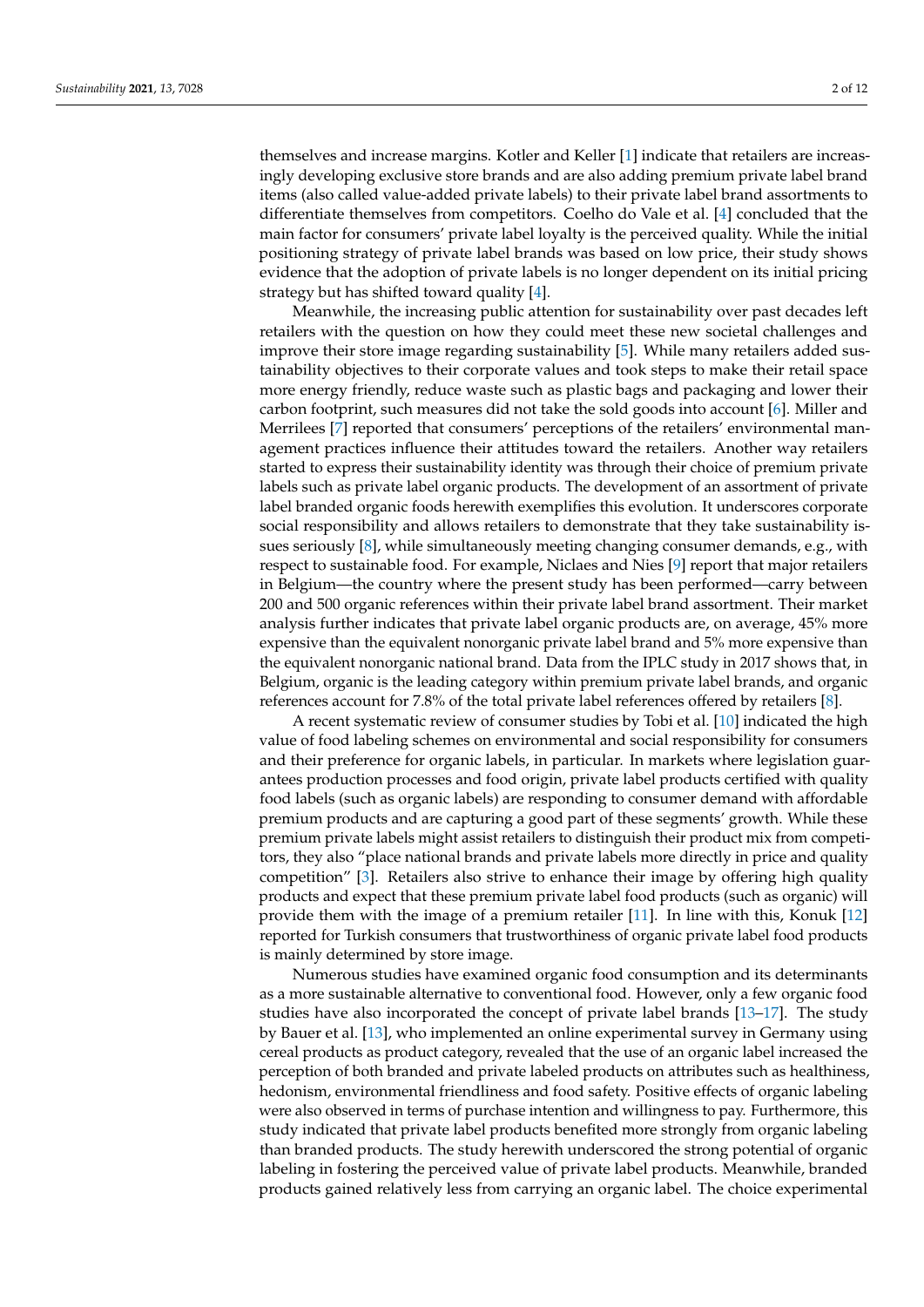themselves and increase margins. Kotler and Keller [1] indicate that retailers are increasingly developing exclusive store brands and are also adding premium private label brand items (also called value-added private labels) to their private label brand assortments to differentiate themselves from competitors. Coelho do Vale et al. [4] concluded that the main factor for consumers' private label loyalty is the perceived quality. While the initial positioning strategy of private label brands was based on low price, their study shows evidence that the adoption of private labels is no longer dependent on its initial pricing strategy but has shifted toward quality [4].

Meanwhile, the increasing public attention for sustainability over past decades left retailers with the question on how they could meet these new societal challenges and improve their store image regarding sustainability [5]. While many retailers added sustainability objectives to their corporate values and took steps to make their retail space more energy friendly, reduce waste such as plastic bags and packaging and lower their carbon footprint, such measures did not take the sold goods into account [6]. Miller and Merrilees [7] reported that consumers' perceptions of the retailers' environmental management practices influence their attitudes toward the retailers. Another way retailers started to express their sustainability identity was through their choice of premium private labels such as private label organic products. The development of an assortment of private label branded organic foods herewith exemplifies this evolution. It underscores corporate social responsibility and allows retailers to demonstrate that they take sustainability issues seriously [8], while simultaneously meeting changing consumer demands, e.g., with respect to sustainable food. For example, Niclaes and Nies [9] report that major retailers in Belgium—the country where the present study has been performed—carry between 200 and 500 organic references within their private label brand assortment. Their market analysis further indicates that private label organic products are, on average, 45% more expensive than the equivalent nonorganic private label brand and 5% more expensive than the equivalent nonorganic national brand. Data from the IPLC study in 2017 shows that, in Belgium, organic is the leading category within premium private label brands, and organic references account for 7.8% of the total private label references offered by retailers [8].

A recent systematic review of consumer studies by Tobi et al. [10] indicated the high value of food labeling schemes on environmental and social responsibility for consumers and their preference for organic labels, in particular. In markets where legislation guarantees production processes and food origin, private label products certified with quality food labels (such as organic labels) are responding to consumer demand with affordable premium products and are capturing a good part of these segments' growth. While these premium private labels might assist retailers to distinguish their product mix from competitors, they also "place national brands and private labels more directly in price and quality competition" [3]. Retailers also strive to enhance their image by offering high quality products and expect that these premium private label food products (such as organic) will provide them with the image of a premium retailer [11]. In line with this, Konuk [12] reported for Turkish consumers that trustworthiness of organic private label food products is mainly determined by store image.

Numerous studies have examined organic food consumption and its determinants as a more sustainable alternative to conventional food. However, only a few organic food studies have also incorporated the concept of private label brands [13–17]. The study by Bauer et al. [13], who implemented an online experimental survey in Germany using cereal products as product category, revealed that the use of an organic label increased the perception of both branded and private labeled products on attributes such as healthiness, hedonism, environmental friendliness and food safety. Positive effects of organic labeling were also observed in terms of purchase intention and willingness to pay. Furthermore, this study indicated that private label products benefited more strongly from organic labeling than branded products. The study herewith underscored the strong potential of organic labeling in fostering the perceived value of private label products. Meanwhile, branded products gained relatively less from carrying an organic label. The choice experimental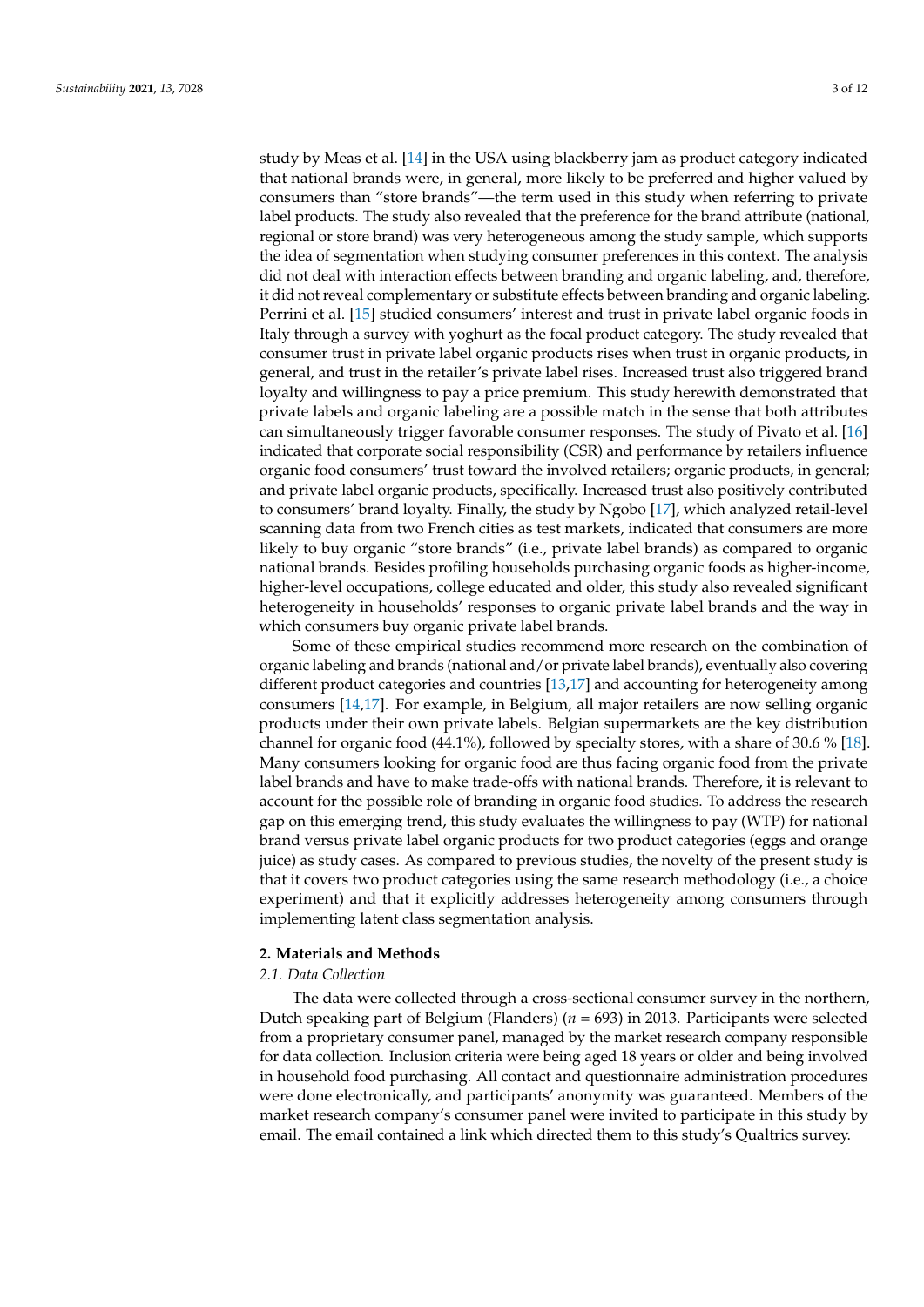study by Meas et al. [14] in the USA using blackberry jam as product category indicated that national brands were, in general, more likely to be preferred and higher valued by consumers than "store brands"—the term used in this study when referring to private label products. The study also revealed that the preference for the brand attribute (national, regional or store brand) was very heterogeneous among the study sample, which supports the idea of segmentation when studying consumer preferences in this context. The analysis did not deal with interaction effects between branding and organic labeling, and, therefore, it did not reveal complementary or substitute effects between branding and organic labeling. Perrini et al. [15] studied consumers' interest and trust in private label organic foods in Italy through a survey with yoghurt as the focal product category. The study revealed that consumer trust in private label organic products rises when trust in organic products, in general, and trust in the retailer's private label rises. Increased trust also triggered brand loyalty and willingness to pay a price premium. This study herewith demonstrated that private labels and organic labeling are a possible match in the sense that both attributes can simultaneously trigger favorable consumer responses. The study of Pivato et al. [16] indicated that corporate social responsibility (CSR) and performance by retailers influence organic food consumers' trust toward the involved retailers; organic products, in general; and private label organic products, specifically. Increased trust also positively contributed to consumers' brand loyalty. Finally, the study by Ngobo [17], which analyzed retail-level scanning data from two French cities as test markets, indicated that consumers are more likely to buy organic "store brands" (i.e., private label brands) as compared to organic national brands. Besides profiling households purchasing organic foods as higher-income, higher-level occupations, college educated and older, this study also revealed significant heterogeneity in households' responses to organic private label brands and the way in which consumers buy organic private label brands.

Some of these empirical studies recommend more research on the combination of organic labeling and brands (national and/or private label brands), eventually also covering different product categories and countries [13,17] and accounting for heterogeneity among consumers [14,17]. For example, in Belgium, all major retailers are now selling organic products under their own private labels. Belgian supermarkets are the key distribution channel for organic food (44.1%), followed by specialty stores, with a share of 30.6 % [18]. Many consumers looking for organic food are thus facing organic food from the private label brands and have to make trade-offs with national brands. Therefore, it is relevant to account for the possible role of branding in organic food studies. To address the research gap on this emerging trend, this study evaluates the willingness to pay (WTP) for national brand versus private label organic products for two product categories (eggs and orange juice) as study cases. As compared to previous studies, the novelty of the present study is that it covers two product categories using the same research methodology (i.e., a choice experiment) and that it explicitly addresses heterogeneity among consumers through implementing latent class segmentation analysis.

## 2. Materials and Methods

### 2.1. Data Collection

The data were collected through a cross-sectional consumer survey in the northern, Dutch speaking part of Belgium (Flanders) ($n$ = 693) in 2013. Participants were selected from a proprietary consumer panel, managed by the market research company responsible for data collection. Inclusion criteria were being aged 18 years or older and being involved in household food purchasing. All contact and questionnaire administration procedures were done electronically, and participants' anonymity was guaranteed. Members of the market research company's consumer panel were invited to participate in this study by email. The email contained a link which directed them to this study's Qualtrics survey.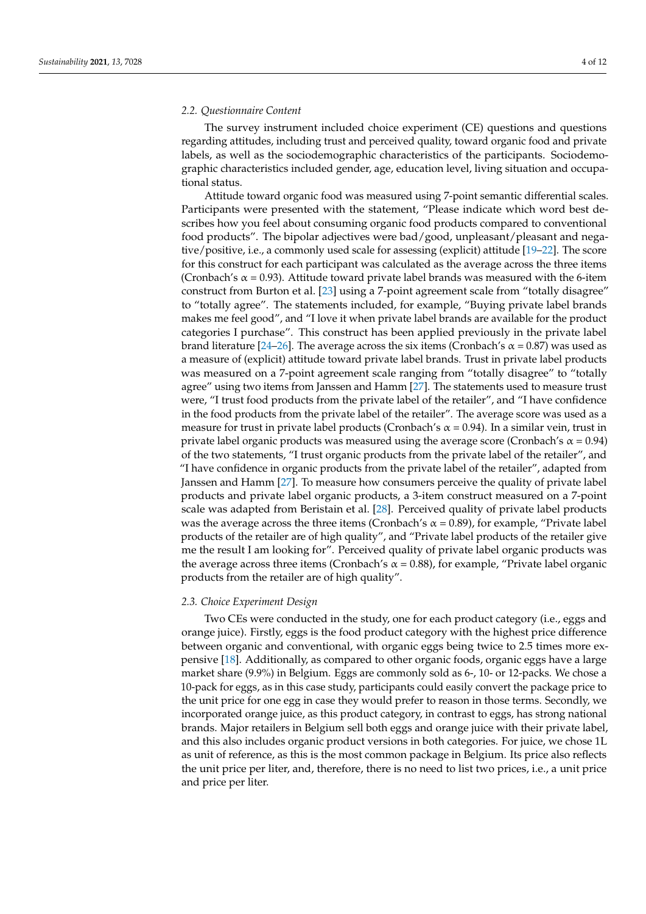### 2.2. Questionnaire Content

The survey instrument included choice experiment (CE) questions and questions regarding attitudes, including trust and perceived quality, toward organic food and private labels, as well as the sociodemographic characteristics of the participants. Sociodemographic characteristics included gender, age, education level, living situation and occupational status.

Attitude toward organic food was measured using 7-point semantic differential scales. Participants were presented with the statement, "Please indicate which word best describes how you feel about consuming organic food products compared to conventional food products". The bipolar adjectives were bad/good, unpleasant/pleasant and negative/positive, i.e., a commonly used scale for assessing (explicit) attitude [19–22]. The score for this construct for each participant was calculated as the average across the three items (Cronbach's $\alpha = 0.93$). Attitude toward private label brands was measured with the 6-item construct from Burton et al. [23] using a 7-point agreement scale from "totally disagree" to "totally agree". The statements included, for example, "Buying private label brands makes me feel good", and "I love it when private label brands are available for the product categories I purchase". This construct has been applied previously in the private label brand literature [24–26]. The average across the six items (Cronbach's $\alpha = 0.87$) was used as a measure of (explicit) attitude toward private label brands. Trust in private label products was measured on a 7-point agreement scale ranging from "totally disagree" to "totally agree" using two items from Janssen and Hamm [27]. The statements used to measure trust were, "I trust food products from the private label of the retailer", and "I have confidence in the food products from the private label of the retailer". The average score was used as a measure for trust in private label products (Cronbach's $\alpha = 0.94$). In a similar vein, trust in private label organic products was measured using the average score (Cronbach's $\alpha = 0.94$) of the two statements, "I trust organic products from the private label of the retailer", and "I have confidence in organic products from the private label of the retailer", adapted from Janssen and Hamm [27]. To measure how consumers perceive the quality of private label products and private label organic products, a 3-item construct measured on a 7-point scale was adapted from Beristain et al. [28]. Perceived quality of private label products was the average across the three items (Cronbach's $\alpha = 0.89$), for example, "Private label products of the retailer are of high quality", and "Private label products of the retailer give me the result I am looking for". Perceived quality of private label organic products was the average across three items (Cronbach's $\alpha = 0.88$), for example, "Private label organic products from the retailer are of high quality".

### 2.3. Choice Experiment Design

Two CEs were conducted in the study, one for each product category (i.e., eggs and orange juice). Firstly, eggs is the food product category with the highest price difference between organic and conventional, with organic eggs being twice to 2.5 times more expensive [18]. Additionally, as compared to other organic foods, organic eggs have a large market share (9.9%) in Belgium. Eggs are commonly sold as 6-, 10- or 12-packs. We chose a 10-pack for eggs, as in this case study, participants could easily convert the package price to the unit price for one egg in case they would prefer to reason in those terms. Secondly, we incorporated orange juice, as this product category, in contrast to eggs, has strong national brands. Major retailers in Belgium sell both eggs and orange juice with their private label, and this also includes organic product versions in both categories. For juice, we chose 1L as unit of reference, as this is the most common package in Belgium. Its price also reflects the unit price per liter, and, therefore, there is no need to list two prices, i.e., a unit price and price per liter.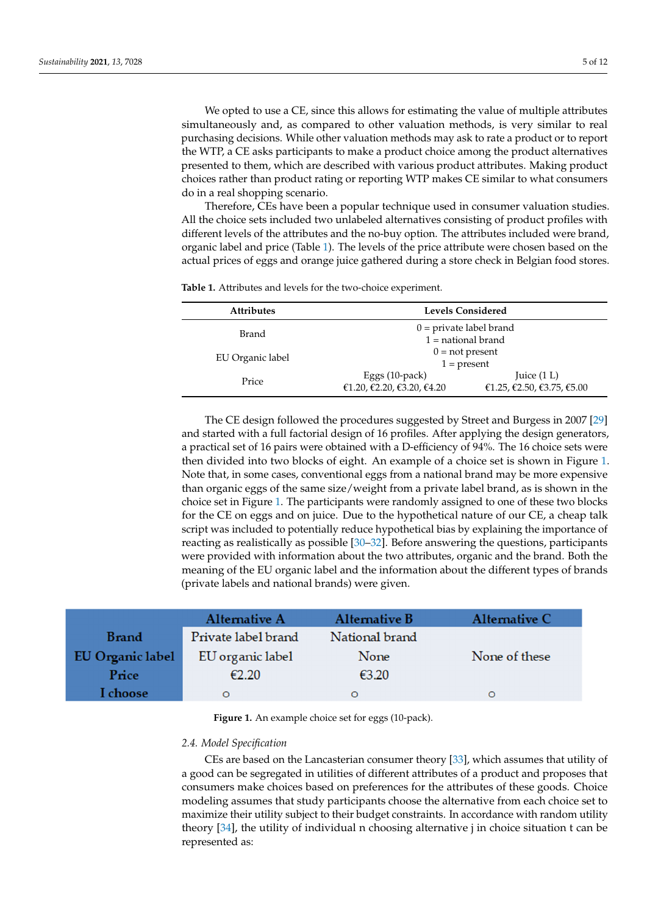We opted to use a CE, since this allows for estimating the value of multiple attributes simultaneously and, as compared to other valuation methods, is very similar to real purchasing decisions. While other valuation methods may ask to rate a product or to report the WTP, a CE asks participants to make a product choice among the product alternatives presented to them, which are described with various product attributes. Making product choices rather than product rating or reporting WTP makes CE similar to what consumers do in a real shopping scenario.

Therefore, CEs have been a popular technique used in consumer valuation studies. All the choice sets included two unlabeled alternatives consisting of product profiles with different levels of the attributes and the no-buy option. The attributes included were brand, organic label and price (Table 1). The levels of the price attribute were chosen based on the actual prices of eggs and orange juice gathered during a store check in Belgian food stores.

**Table 1.** Attributes and levels for the two-choice experiment.

| Attributes | Levels Considered | |
|---|---|---|
| Brand | 0 = private label brand<br>1 = national brand | |
| EU Organic label | 0 = not present<br>1 = present | |
| Price | Eggs (10-pack)<br>€1.20, €2.20, €3.20, €4.20 | Juice (1 L)<br>€1.25, €2.50, €3.75, €5.00 |

The CE design followed the procedures suggested by Street and Burgess in 2007 [29] and started with a full factorial design of 16 profiles. After applying the design generators, a practical set of 16 pairs were obtained with a D-efficiency of 94%. The 16 choice sets were then divided into two blocks of eight. An example of a choice set is shown in Figure 1. Note that, in some cases, conventional eggs from a national brand may be more expensive than organic eggs of the same size/weight from a private label brand, as is shown in the choice set in Figure 1. The participants were randomly assigned to one of these two blocks for the CE on eggs and on juice. Due to the hypothetical nature of our CE, a cheap talk script was included to potentially reduce hypothetical bias by explaining the importance of reacting as realistically as possible [30–32]. Before answering the questions, participants were provided with information about the two attributes, organic and the brand. Both the meaning of the EU organic label and the information about the different types of brands (private labels and national brands) were given.

| | Alternative A | Alternative B | Alternative C |
|---|---|---|---|
| Brand | Private label brand | National brand | |
| EU Organic label | EU organic label | None | None of these |
| Price | €2.20 | €3.20 | |
| I choose | ○ | ○ | ○ |

**Figure 1.** An example choice set for eggs (10-pack).

### 2.4. Model Specification

CEs are based on the Lancasterian consumer theory [33], which assumes that utility of a good can be segregated in utilities of different attributes of a product and proposes that consumers make choices based on preferences for the attributes of these goods. Choice modeling assumes that study participants choose the alternative from each choice set to maximize their utility subject to their budget constraints. In accordance with random utility theory [34], the utility of individual n choosing alternative j in choice situation t can be represented as: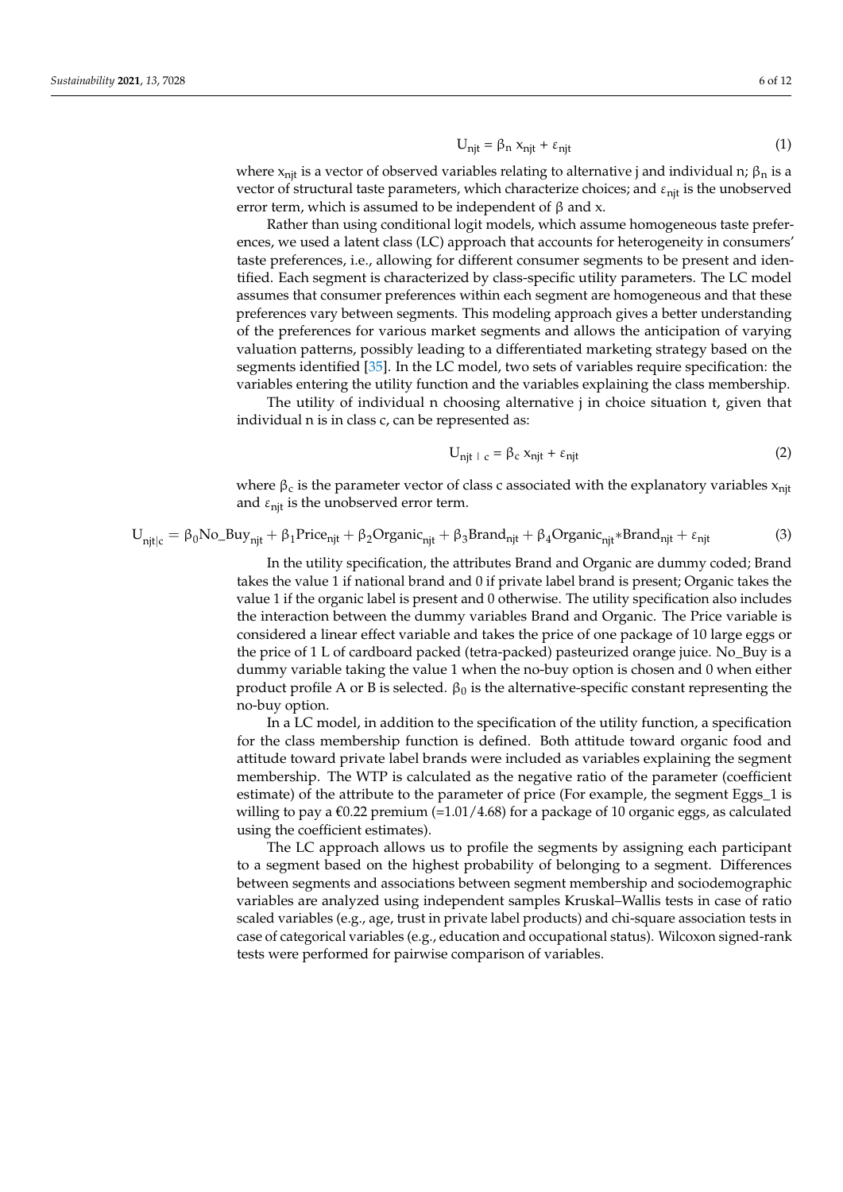$$U_{njt} = \beta_n x_{njt} + \varepsilon_{njt} \tag{1}$$

where $x_{njt}$ is a vector of observed variables relating to alternative j and individual n; $\beta_n$ is a vector of structural taste parameters, which characterize choices; and $\varepsilon_{njt}$ is the unobserved error term, which is assumed to be independent of β and x.

Rather than using conditional logit models, which assume homogeneous taste preferences, we used a latent class (LC) approach that accounts for heterogeneity in consumers' taste preferences, i.e., allowing for different consumer segments to be present and identified. Each segment is characterized by class-specific utility parameters. The LC model assumes that consumer preferences within each segment are homogeneous and that these preferences vary between segments. This modeling approach gives a better understanding of the preferences for various market segments and allows the anticipation of varying valuation patterns, possibly leading to a differentiated marketing strategy based on the segments identified [35]. In the LC model, two sets of variables require specification: the variables entering the utility function and the variables explaining the class membership.

The utility of individual n choosing alternative j in choice situation t, given that individual n is in class c, can be represented as:

$$U_{njt\,|\,c} = \beta_c x_{njt} + \varepsilon_{njt} \tag{2}$$

where $\beta_c$ is the parameter vector of class c associated with the explanatory variables $x_{njt}$ and $\varepsilon_{njt}$ is the unobserved error term.

$$U_{njt|c} = \beta_0 \text{No\_Buy}_{njt} + \beta_1 \text{Price}_{njt} + \beta_2 \text{Organic}_{njt} + \beta_3 \text{Brand}_{njt} + \beta_4 \text{Organic}_{njt} * \text{Brand}_{njt} + \varepsilon_{njt} \tag{3}$$

In the utility specification, the attributes Brand and Organic are dummy coded; Brand takes the value 1 if national brand and 0 if private label brand is present; Organic takes the value 1 if the organic label is present and 0 otherwise. The utility specification also includes the interaction between the dummy variables Brand and Organic. The Price variable is considered a linear effect variable and takes the price of one package of 10 large eggs or the price of 1 L of cardboard packed (tetra-packed) pasteurized orange juice. No_Buy is a dummy variable taking the value 1 when the no-buy option is chosen and 0 when either product profile A or B is selected. $\beta_0$ is the alternative-specific constant representing the no-buy option.

In a LC model, in addition to the specification of the utility function, a specification for the class membership function is defined. Both attitude toward organic food and attitude toward private label brands were included as variables explaining the segment membership. The WTP is calculated as the negative ratio of the parameter (coefficient estimate) of the attribute to the parameter of price (For example, the segment Eggs_1 is willing to pay a €0.22 premium (=1.01/4.68) for a package of 10 organic eggs, as calculated using the coefficient estimates).

The LC approach allows us to profile the segments by assigning each participant to a segment based on the highest probability of belonging to a segment. Differences between segments and associations between segment membership and sociodemographic variables are analyzed using independent samples Kruskal–Wallis tests in case of ratio scaled variables (e.g., age, trust in private label products) and chi-square association tests in case of categorical variables (e.g., education and occupational status). Wilcoxon signed-rank tests were performed for pairwise comparison of variables.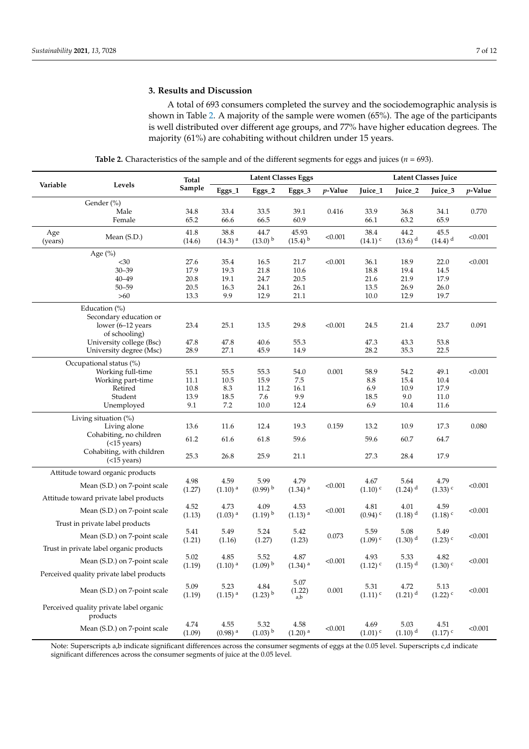## 3. Results and Discussion

A total of 693 consumers completed the survey and the sociodemographic analysis is shown in Table 2. A majority of the sample were women (65%). The age of the participants is well distributed over different age groups, and 77% have higher education degrees. The majority (61%) are cohabiting without children under 15 years.

**Table 2.** Characteristics of the sample and of the different segments for eggs and juices ($n = 693$).

| Variable | Levels | Total Sample | Latent Classes Eggs | | | | Latent Classes Juice | | | |
|---|---|---|---|---|---|---|---|---|---|---|
| | | | Eggs_1 | Eggs_2 | Eggs_3 | *p*-Value | Juice_1 | Juice_2 | Juice_3 | *p*-Value |
| | Gender (%) | | | | | | | | | |
| | Male | 34.8 | 33.4 | 33.5 | 39.1 | 0.416 | 33.9 | 36.8 | 34.1 | 0.770 |
| | Female | 65.2 | 66.6 | 66.5 | 60.9 | | 66.1 | 63.2 | 65.9 | |
| Age (years) | Mean (S.D.) | 41.8 (14.6) | 38.8 (14.3) [a] | 44.7 (13.0) [b] | 45.93 (15.4) [b] | <0.001 | 38.4 (14.1) [c] | 44.2 (13.6) [d] | 45.5 (14.4) [d] | <0.001 |
| | Age (%) | | | | | | | | | |
| | <30 | 27.6 | 35.4 | 16.5 | 21.7 | <0.001 | 36.1 | 18.9 | 22.0 | <0.001 |
| | 30–39 | 17.9 | 19.3 | 21.8 | 10.6 | | 18.8 | 19.4 | 14.5 | |
| | 40–49 | 20.8 | 19.1 | 24.7 | 20.5 | | 21.6 | 21.9 | 17.9 | |
| | 50–59 | 20.5 | 16.3 | 24.1 | 26.1 | | 13.5 | 26.9 | 26.0 | |
| | >60 | 13.3 | 9.9 | 12.9 | 21.1 | | 10.0 | 12.9 | 19.7 | |
| | Education (%) | | | | | | | | | |
| | Secondary education or lower (6–12 years of schooling) | 23.4 | 25.1 | 13.5 | 29.8 | <0.001 | 24.5 | 21.4 | 23.7 | 0.091 |
| | University college (Bsc) | 47.8 | 47.8 | 40.6 | 55.3 | | 47.3 | 43.3 | 53.8 | |
| | University degree (Msc) | 28.9 | 27.1 | 45.9 | 14.9 | | 28.2 | 35.3 | 22.5 | |
| | Occupational status (%) | | | | | | | | | |
| | Working full-time | 55.1 | 55.5 | 55.3 | 54.0 | 0.001 | 58.9 | 54.2 | 49.1 | <0.001 |
| | Working part-time | 11.1 | 10.5 | 15.9 | 7.5 | | 8.8 | 15.4 | 10.4 | |
| | Retired | 10.8 | 8.3 | 11.2 | 16.1 | | 6.9 | 10.9 | 17.9 | |
| | Student | 13.9 | 18.5 | 7.6 | 9.9 | | 18.5 | 9.0 | 11.0 | |
| | Unemployed | 9.1 | 7.2 | 10.0 | 12.4 | | 6.9 | 10.4 | 11.6 | |
| | Living situation (%) | | | | | | | | | |
| | Living alone | 13.6 | 11.6 | 12.4 | 19.3 | 0.159 | 13.2 | 10.9 | 17.3 | 0.080 |
| | Cohabiting, no children (<15 years) | 61.2 | 61.6 | 61.8 | 59.6 | | 59.6 | 60.7 | 64.7 | |
| | Cohabiting, with children (<15 years) | 25.3 | 26.8 | 25.9 | 21.1 | | 27.3 | 28.4 | 17.9 | |
| Attitude toward organic products | | | | | | | | | | |
| | Mean (S.D.) on 7-point scale | 4.98 (1.27) | 4.59 (1.10) [a] | 5.99 (0.99) [b] | 4.79 (1.34) [a] | <0.001 | 4.67 (1.10) [c] | 5.64 (1.24) [d] | 4.79 (1.33) [c] | <0.001 |
| Attitude toward private label products | | | | | | | | | | |
| | Mean (S.D.) on 7-point scale | 4.52 (1.13) | 4.73 (1.03) [a] | 4.09 (1.19) [b] | 4.53 (1.13) [a] | <0.001 | 4.81 (0.94) [c] | 4.01 (1.18) [d] | 4.59 (1.18) [c] | <0.001 |
| Trust in private label products | | | | | | | | | | |
| | Mean (S.D.) on 7-point scale | 5.41 (1.21) | 5.49 (1.16) | 5.24 (1.27) | 5.42 (1.23) | 0.073 | 5.59 (1.09) [c] | 5.08 (1.30) [d] | 5.49 (1.23) [c] | <0.001 |
| Trust in private label organic products | | | | | | | | | | |
| | Mean (S.D.) on 7-point scale | 5.02 (1.19) | 4.85 (1.10) [a] | 5.52 (1.09) [b] | 4.87 (1.34) [a] | <0.001 | 4.93 (1.12) [c] | 5.33 (1.15) [d] | 4.82 (1.30) [c] | <0.001 |
| Perceived quality private label products | | | | | | | | | | |
| | Mean (S.D.) on 7-point scale | 5.09 (1.19) | 5.23 (1.15) [a] | 4.84 (1.23) [b] | 5.07 (1.22) [a,b] | 0.001 | 5.31 (1.11) [c] | 4.72 (1.21) [d] | 5.13 (1.22) [c] | <0.001 |
| Perceived quality private label organic products | | | | | | | | | | |
| | Mean (S.D.) on 7-point scale | 4.74 (1.09) | 4.55 (0.98) [a] | 5.32 (1.03) [b] | 4.58 (1.20) [a] | <0.001 | 4.69 (1.01) [c] | 5.03 (1.10) [d] | 4.51 (1.17) [c] | <0.001 |

Note: Superscripts a,b indicate significant differences across the consumer segments of eggs at the 0.05 level. Superscripts c,d indicate significant differences across the consumer segments of juice at the 0.05 level.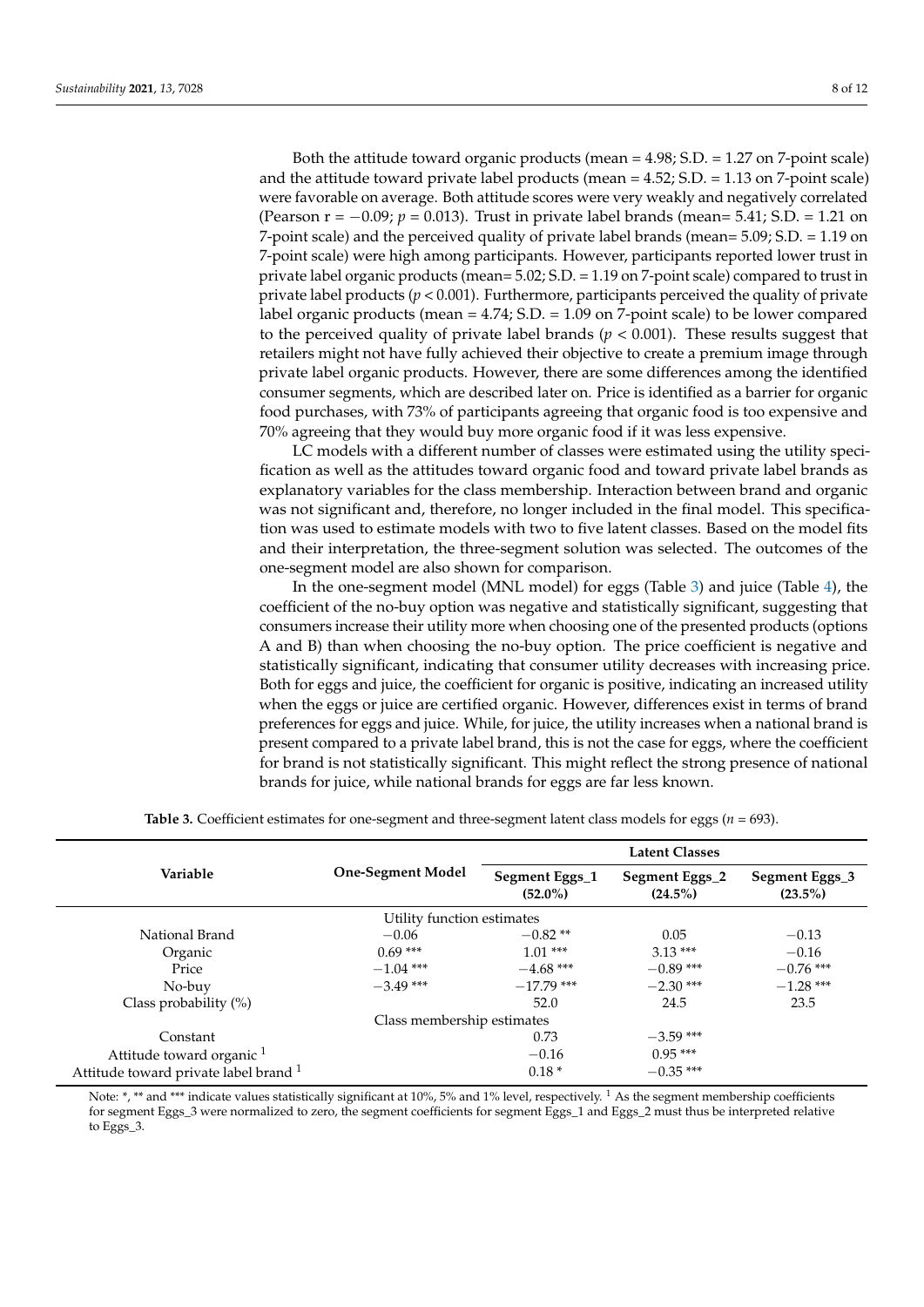Both the attitude toward organic products (mean = 4.98; S.D. = 1.27 on 7-point scale) and the attitude toward private label products (mean = 4.52; S.D. = 1.13 on 7-point scale) were favorable on average. Both attitude scores were very weakly and negatively correlated (Pearson r = −0.09; $p = 0.013$). Trust in private label brands (mean= 5.41; S.D. = 1.21 on 7-point scale) and the perceived quality of private label brands (mean= 5.09; S.D. = 1.19 on 7-point scale) were high among participants. However, participants reported lower trust in private label organic products (mean= 5.02; S.D. = 1.19 on 7-point scale) compared to trust in private label products ($p < 0.001$). Furthermore, participants perceived the quality of private label organic products (mean = 4.74; S.D. = 1.09 on 7-point scale) to be lower compared to the perceived quality of private label brands ($p < 0.001$). These results suggest that retailers might not have fully achieved their objective to create a premium image through private label organic products. However, there are some differences among the identified consumer segments, which are described later on. Price is identified as a barrier for organic food purchases, with 73% of participants agreeing that organic food is too expensive and 70% agreeing that they would buy more organic food if it was less expensive.

LC models with a different number of classes were estimated using the utility specification as well as the attitudes toward organic food and toward private label brands as explanatory variables for the class membership. Interaction between brand and organic was not significant and, therefore, no longer included in the final model. This specification was used to estimate models with two to five latent classes. Based on the model fits and their interpretation, the three-segment solution was selected. The outcomes of the one-segment model are also shown for comparison.

In the one-segment model (MNL model) for eggs (Table 3) and juice (Table 4), the coefficient of the no-buy option was negative and statistically significant, suggesting that consumers increase their utility more when choosing one of the presented products (options A and B) than when choosing the no-buy option. The price coefficient is negative and statistically significant, indicating that consumer utility decreases with increasing price. Both for eggs and juice, the coefficient for organic is positive, indicating an increased utility when the eggs or juice are certified organic. However, differences exist in terms of brand preferences for eggs and juice. While, for juice, the utility increases when a national brand is present compared to a private label brand, this is not the case for eggs, where the coefficient for brand is not statistically significant. This might reflect the strong presence of national brands for juice, while national brands for eggs are far less known.

**Table 3.** Coefficient estimates for one-segment and three-segment latent class models for eggs ($n$ = 693).

| Variable | One-Segment Model | Latent Classes | | |
|---|---|---|---|---|
| | | **Segment Eggs_1 (52.0%)** | **Segment Eggs_2 (24.5%)** | **Segment Eggs_3 (23.5%)** |
| | Utility function estimates | | | |
| National Brand | −0.06 | −0.82 ** | 0.05 | −0.13 |
| Organic | 0.69 *** | 1.01 *** | 3.13 *** | −0.16 |
| Price | −1.04 *** | −4.68 *** | −0.89 *** | −0.76 *** |
| No-buy | −3.49 *** | −17.79 *** | −2.30 *** | −1.28 *** |
| Class probability (%) | | 52.0 | 24.5 | 23.5 |
| | Class membership estimates | | | |
| Constant | | 0.73 | −3.59 *** | |
| Attitude toward organic [1] | | −0.16 | 0.95 *** | |
| Attitude toward private label brand [1] | | 0.18 * | −0.35 *** | |

Note: *, ** and *** indicate values statistically significant at 10%, 5% and 1% level, respectively. [1] As the segment membership coefficients for segment Eggs_3 were normalized to zero, the segment coefficients for segment Eggs_1 and Eggs_2 must thus be interpreted relative to Eggs_3.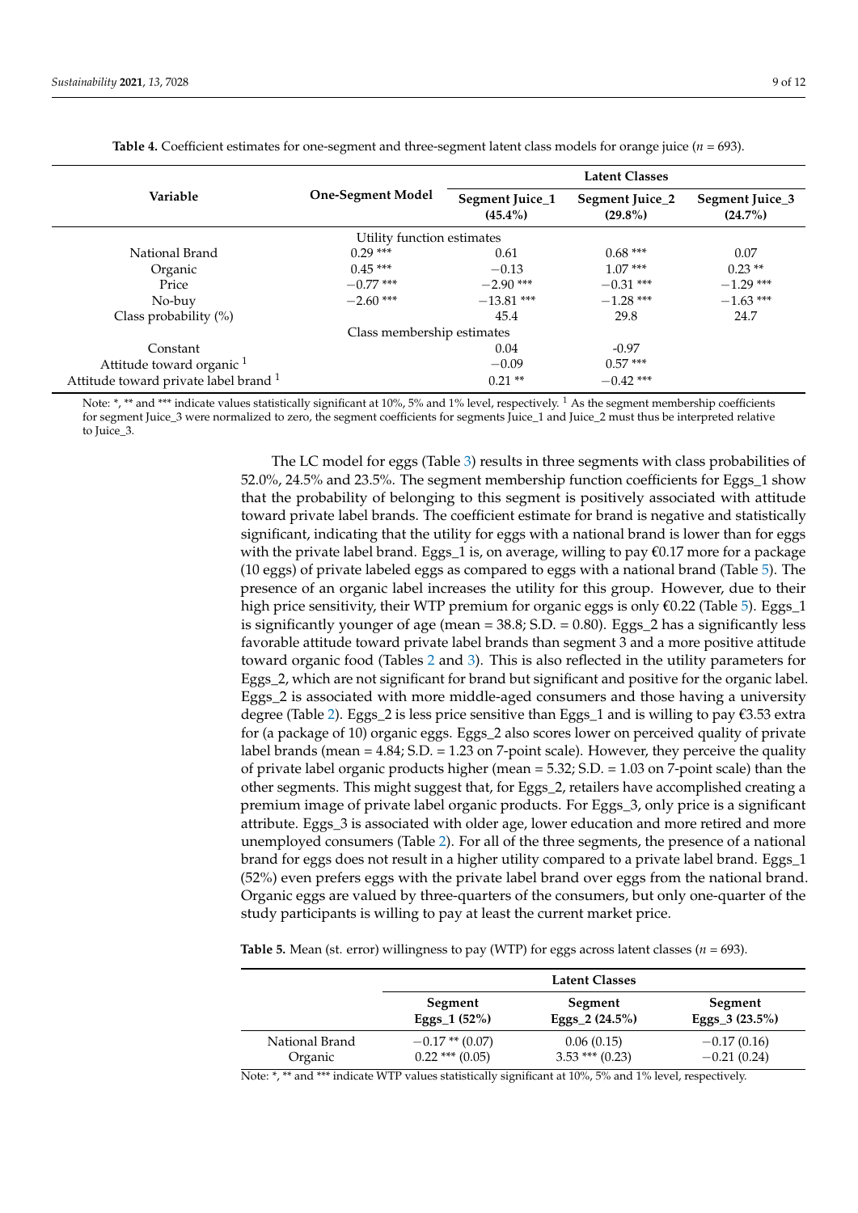**Table 4.** Coefficient estimates for one-segment and three-segment latent class models for orange juice ($n$ = 693).

| Variable | One-Segment Model | Latent Classes | | |
|---|---|---|---|---|
| | | **Segment Juice_1 (45.4%)** | **Segment Juice_2 (29.8%)** | **Segment Juice_3 (24.7%)** |
| | Utility function estimates | | | |
| National Brand | 0.29 *** | 0.61 | 0.68 *** | 0.07 |
| Organic | 0.45 *** | −0.13 | 1.07 *** | 0.23 ** |
| Price | −0.77 *** | −2.90 *** | −0.31 *** | −1.29 *** |
| No-buy | −2.60 *** | −13.81 *** | −1.28 *** | −1.63 *** |
| Class probability (%) | | 45.4 | 29.8 | 24.7 |
| | Class membership estimates | | | |
| Constant | | 0.04 | -0.97 | |
| Attitude toward organic [1] | | −0.09 | 0.57 *** | |
| Attitude toward private label brand [1] | | 0.21 ** | −0.42 *** | |

Note: *, ** and *** indicate values statistically significant at 10%, 5% and 1% level, respectively. [1] As the segment membership coefficients for segment Juice_3 were normalized to zero, the segment coefficients for segments Juice_1 and Juice_2 must thus be interpreted relative to Juice_3.

The LC model for eggs (Table 3) results in three segments with class probabilities of 52.0%, 24.5% and 23.5%. The segment membership function coefficients for Eggs_1 show that the probability of belonging to this segment is positively associated with attitude toward private label brands. The coefficient estimate for brand is negative and statistically significant, indicating that the utility for eggs with a national brand is lower than for eggs with the private label brand. Eggs_1 is, on average, willing to pay €0.17 more for a package (10 eggs) of private labeled eggs as compared to eggs with a national brand (Table 5). The presence of an organic label increases the utility for this group. However, due to their high price sensitivity, their WTP premium for organic eggs is only €0.22 (Table 5). Eggs_1 is significantly younger of age (mean = 38.8; S.D. = 0.80). Eggs_2 has a significantly less favorable attitude toward private label brands than segment 3 and a more positive attitude toward organic food (Tables 2 and 3). This is also reflected in the utility parameters for Eggs_2, which are not significant for brand but significant and positive for the organic label. Eggs_2 is associated with more middle-aged consumers and those having a university degree (Table 2). Eggs_2 is less price sensitive than Eggs_1 and is willing to pay €3.53 extra for (a package of 10) organic eggs. Eggs_2 also scores lower on perceived quality of private label brands (mean = 4.84; S.D. = 1.23 on 7-point scale). However, they perceive the quality of private label organic products higher (mean = 5.32; S.D. = 1.03 on 7-point scale) than the other segments. This might suggest that, for Eggs_2, retailers have accomplished creating a premium image of private label organic products. For Eggs_3, only price is a significant attribute. Eggs_3 is associated with older age, lower education and more retired and more unemployed consumers (Table 2). For all of the three segments, the presence of a national brand for eggs does not result in a higher utility compared to a private label brand. Eggs_1 (52%) even prefers eggs with the private label brand over eggs from the national brand. Organic eggs are valued by three-quarters of the consumers, but only one-quarter of the study participants is willing to pay at least the current market price.

**Table 5.** Mean (st. error) willingness to pay (WTP) for eggs across latent classes ($n$ = 693).

| | Latent Classes | | |
|---|---|---|---|
| | **Segment Eggs_1 (52%)** | **Segment Eggs_2 (24.5%)** | **Segment Eggs_3 (23.5%)** |
| National Brand | −0.17 ** (0.07) | 0.06 (0.15) | −0.17 (0.16) |
| Organic | 0.22 *** (0.05) | 3.53 *** (0.23) | −0.21 (0.24) |

Note: *, ** and *** indicate WTP values statistically significant at 10%, 5% and 1% level, respectively.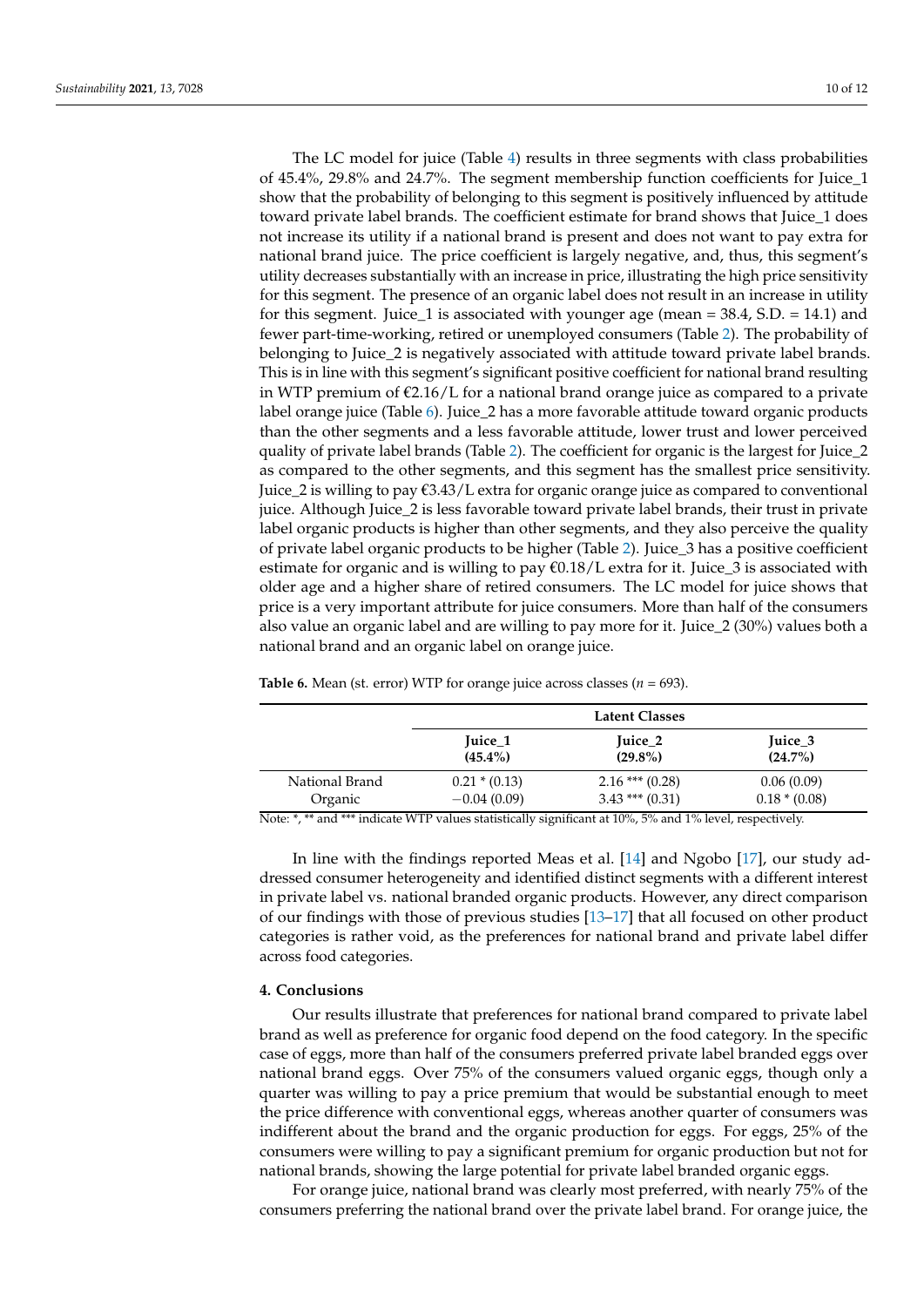The LC model for juice (Table 4) results in three segments with class probabilities of 45.4%, 29.8% and 24.7%. The segment membership function coefficients for Juice_1 show that the probability of belonging to this segment is positively influenced by attitude toward private label brands. The coefficient estimate for brand shows that Juice_1 does not increase its utility if a national brand is present and does not want to pay extra for national brand juice. The price coefficient is largely negative, and, thus, this segment's utility decreases substantially with an increase in price, illustrating the high price sensitivity for this segment. The presence of an organic label does not result in an increase in utility for this segment. Juice_1 is associated with younger age (mean = 38.4, S.D. = 14.1) and fewer part-time-working, retired or unemployed consumers (Table 2). The probability of belonging to Juice_2 is negatively associated with attitude toward private label brands. This is in line with this segment's significant positive coefficient for national brand resulting in WTP premium of €2.16/L for a national brand orange juice as compared to a private label orange juice (Table 6). Juice_2 has a more favorable attitude toward organic products than the other segments and a less favorable attitude, lower trust and lower perceived quality of private label brands (Table 2). The coefficient for organic is the largest for Juice_2 as compared to the other segments, and this segment has the smallest price sensitivity. Juice_2 is willing to pay €3.43/L extra for organic orange juice as compared to conventional juice. Although Juice_2 is less favorable toward private label brands, their trust in private label organic products is higher than other segments, and they also perceive the quality of private label organic products to be higher (Table 2). Juice_3 has a positive coefficient estimate for organic and is willing to pay €0.18/L extra for it. Juice_3 is associated with older age and a higher share of retired consumers. The LC model for juice shows that price is a very important attribute for juice consumers. More than half of the consumers also value an organic label and are willing to pay more for it. Juice_2 (30%) values both a national brand and an organic label on orange juice.

**Table 6.** Mean (st. error) WTP for orange juice across classes ($n$ = 693).

| | Latent Classes | | |
|---|---|---|---|
| | Juice_1 (45.4%) | Juice_2 (29.8%) | Juice_3 (24.7%) |
| National Brand | 0.21 * (0.13) | 2.16 *** (0.28) | 0.06 (0.09) |
| Organic | −0.04 (0.09) | 3.43 *** (0.31) | 0.18 * (0.08) |

Note: *, ** and *** indicate WTP values statistically significant at 10%, 5% and 1% level, respectively.

In line with the findings reported Meas et al. [14] and Ngobo [17], our study addressed consumer heterogeneity and identified distinct segments with a different interest in private label vs. national branded organic products. However, any direct comparison of our findings with those of previous studies [13–17] that all focused on other product categories is rather void, as the preferences for national brand and private label differ across food categories.

## 4. Conclusions

Our results illustrate that preferences for national brand compared to private label brand as well as preference for organic food depend on the food category. In the specific case of eggs, more than half of the consumers preferred private label branded eggs over national brand eggs. Over 75% of the consumers valued organic eggs, though only a quarter was willing to pay a price premium that would be substantial enough to meet the price difference with conventional eggs, whereas another quarter of consumers was indifferent about the brand and the organic production for eggs. For eggs, 25% of the consumers were willing to pay a significant premium for organic production but not for national brands, showing the large potential for private label branded organic eggs.

For orange juice, national brand was clearly most preferred, with nearly 75% of the consumers preferring the national brand over the private label brand. For orange juice, the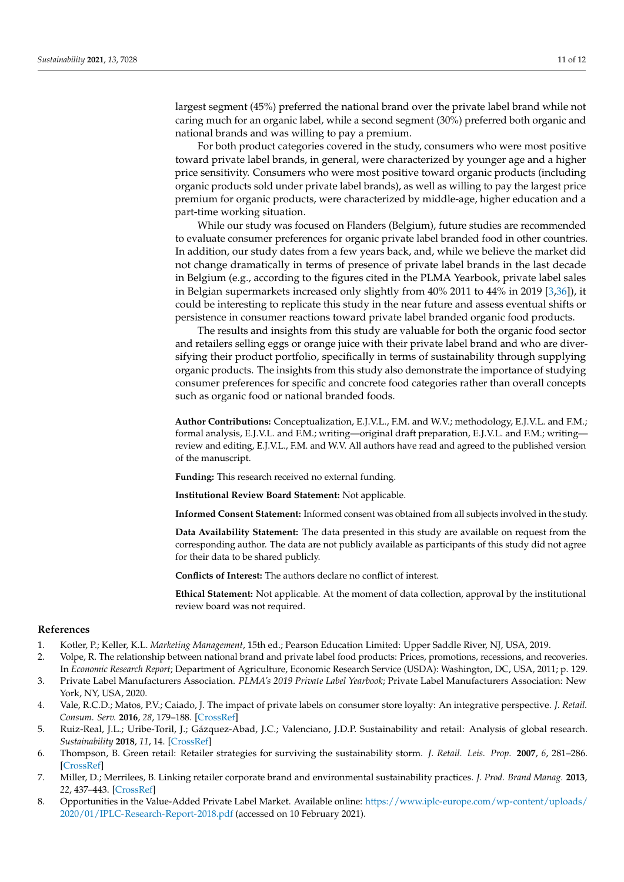largest segment (45%) preferred the national brand over the private label brand while not caring much for an organic label, while a second segment (30%) preferred both organic and national brands and was willing to pay a premium.

For both product categories covered in the study, consumers who were most positive toward private label brands, in general, were characterized by younger age and a higher price sensitivity. Consumers who were most positive toward organic products (including organic products sold under private label brands), as well as willing to pay the largest price premium for organic products, were characterized by middle-age, higher education and a part-time working situation.

While our study was focused on Flanders (Belgium), future studies are recommended to evaluate consumer preferences for organic private label branded food in other countries. In addition, our study dates from a few years back, and, while we believe the market did not change dramatically in terms of presence of private label brands in the last decade in Belgium (e.g., according to the figures cited in the PLMA Yearbook, private label sales in Belgian supermarkets increased only slightly from 40% 2011 to 44% in 2019 [3,36]), it could be interesting to replicate this study in the near future and assess eventual shifts or persistence in consumer reactions toward private label branded organic food products.

The results and insights from this study are valuable for both the organic food sector and retailers selling eggs or orange juice with their private label brand and who are diversifying their product portfolio, specifically in terms of sustainability through supplying organic products. The insights from this study also demonstrate the importance of studying consumer preferences for specific and concrete food categories rather than overall concepts such as organic food or national branded foods.

**Author Contributions:** Conceptualization, E.J.V.L., F.M. and W.V.; methodology, E.J.V.L. and F.M.; formal analysis, E.J.V.L. and F.M.; writing—original draft preparation, E.J.V.L. and F.M.; writing—review and editing, E.J.V.L., F.M. and W.V. All authors have read and agreed to the published version of the manuscript.

**Funding:** This research received no external funding.

**Institutional Review Board Statement:** Not applicable.

**Informed Consent Statement:** Informed consent was obtained from all subjects involved in the study.

**Data Availability Statement:** The data presented in this study are available on request from the corresponding author. The data are not publicly available as participants of this study did not agree for their data to be shared publicly.

**Conflicts of Interest:** The authors declare no conflict of interest.

**Ethical Statement:** Not applicable. At the moment of data collection, approval by the institutional review board was not required.

## References

1. Kotler, P.; Keller, K.L. *Marketing Management*, 15th ed.; Pearson Education Limited: Upper Saddle River, NJ, USA, 2019.
2. Volpe, R. The relationship between national brand and private label food products: Prices, promotions, recessions, and recoveries. In *Economic Research Report*; Department of Agriculture, Economic Research Service (USDA): Washington, DC, USA, 2011; p. 129.
3. Private Label Manufacturers Association. *PLMA's 2019 Private Label Yearbook*; Private Label Manufacturers Association: New York, NY, USA, 2020.
4. Vale, R.C.D.; Matos, P.V.; Caiado, J. The impact of private labels on consumer store loyalty: An integrative perspective. *J. Retail. Consum. Serv.* **2016**, *28*, 179–188. [CrossRef]
5. Ruiz-Real, J.L.; Uribe-Toril, J.; Gázquez-Abad, J.C.; Valenciano, J.D.P. Sustainability and retail: Analysis of global research. *Sustainability* **2018**, *11*, 14. [CrossRef]
6. Thompson, B. Green retail: Retailer strategies for surviving the sustainability storm. *J. Retail. Leis. Prop.* **2007**, *6*, 281–286. [CrossRef]
7. Miller, D.; Merrilees, B. Linking retailer corporate brand and environmental sustainability practices. *J. Prod. Brand Manag.* **2013**, *22*, 437–443. [CrossRef]
8. Opportunities in the Value-Added Private Label Market. Available online: https://www.iplc-europe.com/wp-content/uploads/2020/01/IPLC-Research-Report-2018.pdf (accessed on 10 February 2021).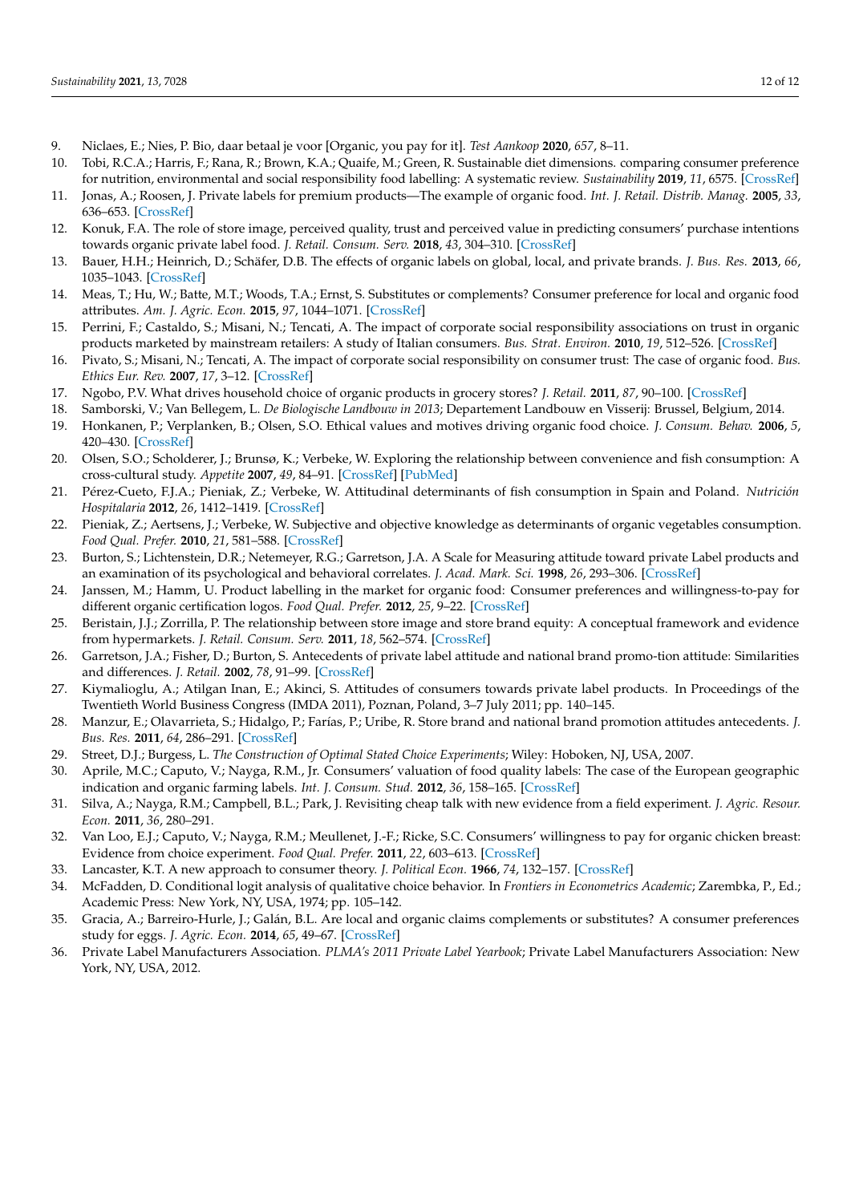9. Niclaes, E.; Nies, P. Bio, daar betaal je voor [Organic, you pay for it]. *Test Aankoop* **2020**, *657*, 8–11.
10. Tobi, R.C.A.; Harris, F.; Rana, R.; Brown, K.A.; Quaife, M.; Green, R. Sustainable diet dimensions. comparing consumer preference for nutrition, environmental and social responsibility food labelling: A systematic review. *Sustainability* **2019**, *11*, 6575. [CrossRef]
11. Jonas, A.; Roosen, J. Private labels for premium products—The example of organic food. *Int. J. Retail. Distrib. Manag.* **2005**, *33*, 636–653. [CrossRef]
12. Konuk, F.A. The role of store image, perceived quality, trust and perceived value in predicting consumers' purchase intentions towards organic private label food. *J. Retail. Consum. Serv.* **2018**, *43*, 304–310. [CrossRef]
13. Bauer, H.H.; Heinrich, D.; Schäfer, D.B. The effects of organic labels on global, local, and private brands. *J. Bus. Res.* **2013**, *66*, 1035–1043. [CrossRef]
14. Meas, T.; Hu, W.; Batte, M.T.; Woods, T.A.; Ernst, S. Substitutes or complements? Consumer preference for local and organic food attributes. *Am. J. Agric. Econ.* **2015**, *97*, 1044–1071. [CrossRef]
15. Perrini, F.; Castaldo, S.; Misani, N.; Tencati, A. The impact of corporate social responsibility associations on trust in organic products marketed by mainstream retailers: A study of Italian consumers. *Bus. Strat. Environ.* **2010**, *19*, 512–526. [CrossRef]
16. Pivato, S.; Misani, N.; Tencati, A. The impact of corporate social responsibility on consumer trust: The case of organic food. *Bus. Ethics Eur. Rev.* **2007**, *17*, 3–12. [CrossRef]
17. Ngobo, P.V. What drives household choice of organic products in grocery stores? *J. Retail.* **2011**, *87*, 90–100. [CrossRef]
18. Samborski, V.; Van Bellegem, L. *De Biologische Landbouw in 2013*; Departement Landbouw en Visserij: Brussel, Belgium, 2014.
19. Honkanen, P.; Verplanken, B.; Olsen, S.O. Ethical values and motives driving organic food choice. *J. Consum. Behav.* **2006**, *5*, 420–430. [CrossRef]
20. Olsen, S.O.; Scholderer, J.; Brunsø, K.; Verbeke, W. Exploring the relationship between convenience and fish consumption: A cross-cultural study. *Appetite* **2007**, *49*, 84–91. [CrossRef] [PubMed]
21. Pérez-Cueto, F.J.A.; Pieniak, Z.; Verbeke, W. Attitudinal determinants of fish consumption in Spain and Poland. *Nutrición Hospitalaria* **2012**, *26*, 1412–1419. [CrossRef]
22. Pieniak, Z.; Aertsens, J.; Verbeke, W. Subjective and objective knowledge as determinants of organic vegetables consumption. *Food Qual. Prefer.* **2010**, *21*, 581–588. [CrossRef]
23. Burton, S.; Lichtenstein, D.R.; Netemeyer, R.G.; Garretson, J.A. A Scale for Measuring attitude toward private Label products and an examination of its psychological and behavioral correlates. *J. Acad. Mark. Sci.* **1998**, *26*, 293–306. [CrossRef]
24. Janssen, M.; Hamm, U. Product labelling in the market for organic food: Consumer preferences and willingness-to-pay for different organic certification logos. *Food Qual. Prefer.* **2012**, *25*, 9–22. [CrossRef]
25. Beristain, J.J.; Zorrilla, P. The relationship between store image and store brand equity: A conceptual framework and evidence from hypermarkets. *J. Retail. Consum. Serv.* **2011**, *18*, 562–574. [CrossRef]
26. Garretson, J.A.; Fisher, D.; Burton, S. Antecedents of private label attitude and national brand promo-tion attitude: Similarities and differences. *J. Retail.* **2002**, *78*, 91–99. [CrossRef]
27. Kiymalioglu, A.; Atilgan Inan, E.; Akinci, S. Attitudes of consumers towards private label products. In Proceedings of the Twentieth World Business Congress (IMDA 2011), Poznan, Poland, 3–7 July 2011; pp. 140–145.
28. Manzur, E.; Olavarrieta, S.; Hidalgo, P.; Farías, P.; Uribe, R. Store brand and national brand promotion attitudes antecedents. *J. Bus. Res.* **2011**, *64*, 286–291. [CrossRef]
29. Street, D.J.; Burgess, L. *The Construction of Optimal Stated Choice Experiments*; Wiley: Hoboken, NJ, USA, 2007.
30. Aprile, M.C.; Caputo, V.; Nayga, R.M., Jr. Consumers' valuation of food quality labels: The case of the European geographic indication and organic farming labels. *Int. J. Consum. Stud.* **2012**, *36*, 158–165. [CrossRef]
31. Silva, A.; Nayga, R.M.; Campbell, B.L.; Park, J. Revisiting cheap talk with new evidence from a field experiment. *J. Agric. Resour. Econ.* **2011**, *36*, 280–291.
32. Van Loo, E.J.; Caputo, V.; Nayga, R.M.; Meullenet, J.-F.; Ricke, S.C. Consumers' willingness to pay for organic chicken breast: Evidence from choice experiment. *Food Qual. Prefer.* **2011**, *22*, 603–613. [CrossRef]
33. Lancaster, K.T. A new approach to consumer theory. *J. Political Econ.* **1966**, *74*, 132–157. [CrossRef]
34. McFadden, D. Conditional logit analysis of qualitative choice behavior. In *Frontiers in Econometrics Academic*; Zarembka, P., Ed.; Academic Press: New York, NY, USA, 1974; pp. 105–142.
35. Gracia, A.; Barreiro-Hurle, J.; Galán, B.L. Are local and organic claims complements or substitutes? A consumer preferences study for eggs. *J. Agric. Econ.* **2014**, *65*, 49–67. [CrossRef]
36. Private Label Manufacturers Association. *PLMA's 2011 Private Label Yearbook*; Private Label Manufacturers Association: New York, NY, USA, 2012.